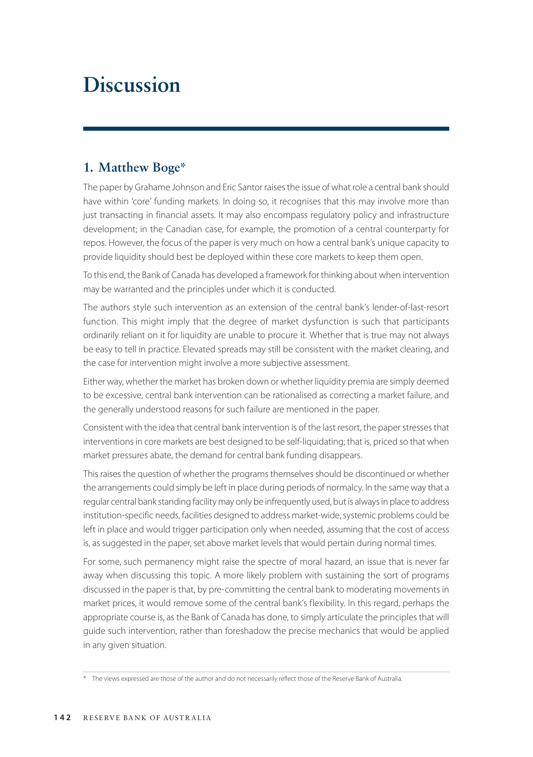# Discussion

## 1. Matthew Boge*

The paper by Grahame Johnson and Eric Santor raises the issue of what role a central bank should have within 'core' funding markets. In doing so, it recognises that this may involve more than just transacting in financial assets. It may also encompass regulatory policy and infrastructure development; in the Canadian case, for example, the promotion of a central counterparty for repos. However, the focus of the paper is very much on how a central bank's unique capacity to provide liquidity should best be deployed within these core markets to keep them open.

To this end, the Bank of Canada has developed a framework for thinking about when intervention may be warranted and the principles under which it is conducted.

The authors style such intervention as an extension of the central bank's lender-of-last-resort function. This might imply that the degree of market dysfunction is such that participants ordinarily reliant on it for liquidity are unable to procure it. Whether that is true may not always be easy to tell in practice. Elevated spreads may still be consistent with the market clearing, and the case for intervention might involve a more subjective assessment.

Either way, whether the market has broken down or whether liquidity premia are simply deemed to be excessive, central bank intervention can be rationalised as correcting a market failure, and the generally understood reasons for such failure are mentioned in the paper.

Consistent with the idea that central bank intervention is of the last resort, the paper stresses that interventions in core markets are best designed to be self-liquidating; that is, priced so that when market pressures abate, the demand for central bank funding disappears.

This raises the question of whether the programs themselves should be discontinued or whether the arrangements could simply be left in place during periods of normalcy. In the same way that a regular central bank standing facility may only be infrequently used, but is always in place to address institution-specific needs, facilities designed to address market-wide, systemic problems could be left in place and would trigger participation only when needed, assuming that the cost of access is, as suggested in the paper, set above market levels that would pertain during normal times.

For some, such permanency might raise the spectre of moral hazard, an issue that is never far away when discussing this topic. A more likely problem with sustaining the sort of programs discussed in the paper is that, by pre-committing the central bank to moderating movements in market prices, it would remove some of the central bank's flexibility. In this regard, perhaps the appropriate course is, as the Bank of Canada has done, to simply articulate the principles that will guide such intervention, rather than foreshadow the precise mechanics that would be applied in any given situation.

\* The views expressed are those of the author and do not necessarily reflect those of the Reserve Bank of Australia.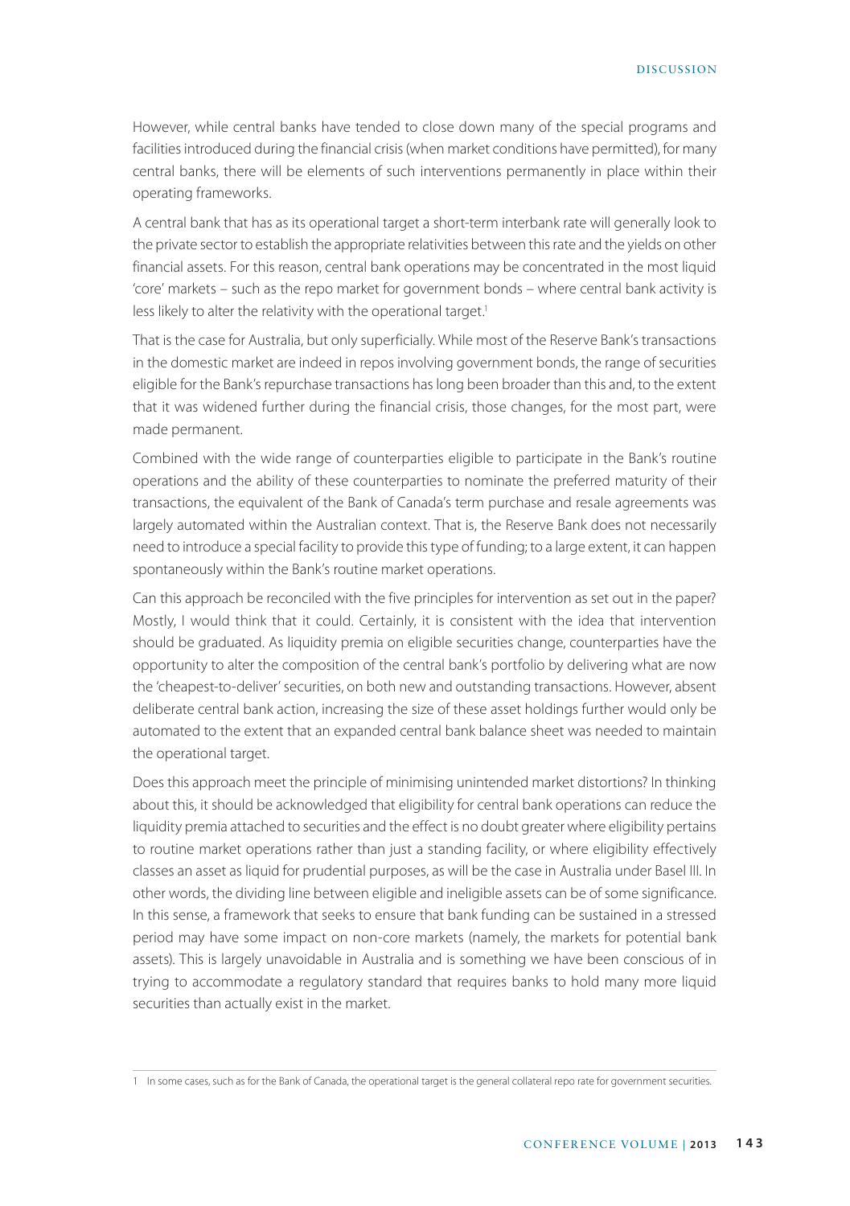However, while central banks have tended to close down many of the special programs and facilities introduced during the financial crisis (when market conditions have permitted), for many central banks, there will be elements of such interventions permanently in place within their operating frameworks.

A central bank that has as its operational target a short-term interbank rate will generally look to the private sector to establish the appropriate relativities between this rate and the yields on other financial assets. For this reason, central bank operations may be concentrated in the most liquid 'core' markets – such as the repo market for government bonds – where central bank activity is less likely to alter the relativity with the operational target.[1]

That is the case for Australia, but only superficially. While most of the Reserve Bank's transactions in the domestic market are indeed in repos involving government bonds, the range of securities eligible for the Bank's repurchase transactions has long been broader than this and, to the extent that it was widened further during the financial crisis, those changes, for the most part, were made permanent.

Combined with the wide range of counterparties eligible to participate in the Bank's routine operations and the ability of these counterparties to nominate the preferred maturity of their transactions, the equivalent of the Bank of Canada's term purchase and resale agreements was largely automated within the Australian context. That is, the Reserve Bank does not necessarily need to introduce a special facility to provide this type of funding; to a large extent, it can happen spontaneously within the Bank's routine market operations.

Can this approach be reconciled with the five principles for intervention as set out in the paper? Mostly, I would think that it could. Certainly, it is consistent with the idea that intervention should be graduated. As liquidity premia on eligible securities change, counterparties have the opportunity to alter the composition of the central bank's portfolio by delivering what are now the 'cheapest-to-deliver' securities, on both new and outstanding transactions. However, absent deliberate central bank action, increasing the size of these asset holdings further would only be automated to the extent that an expanded central bank balance sheet was needed to maintain the operational target.

Does this approach meet the principle of minimising unintended market distortions? In thinking about this, it should be acknowledged that eligibility for central bank operations can reduce the liquidity premia attached to securities and the effect is no doubt greater where eligibility pertains to routine market operations rather than just a standing facility, or where eligibility effectively classes an asset as liquid for prudential purposes, as will be the case in Australia under Basel III. In other words, the dividing line between eligible and ineligible assets can be of some significance. In this sense, a framework that seeks to ensure that bank funding can be sustained in a stressed period may have some impact on non-core markets (namely, the markets for potential bank assets). This is largely unavoidable in Australia and is something we have been conscious of in trying to accommodate a regulatory standard that requires banks to hold many more liquid securities than actually exist in the market.

---

1 In some cases, such as for the Bank of Canada, the operational target is the general collateral repo rate for government securities.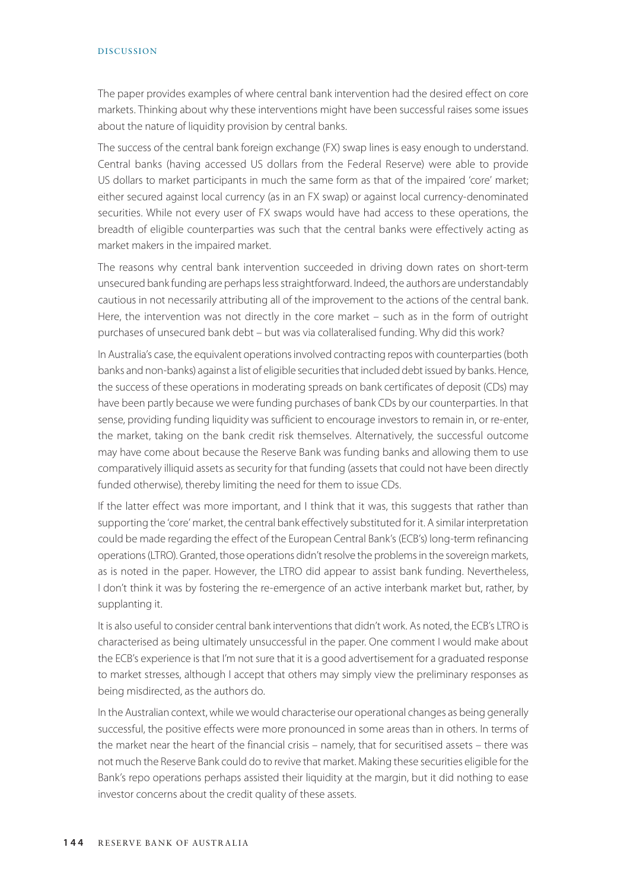The paper provides examples of where central bank intervention had the desired effect on core markets. Thinking about why these interventions might have been successful raises some issues about the nature of liquidity provision by central banks.

The success of the central bank foreign exchange (FX) swap lines is easy enough to understand. Central banks (having accessed US dollars from the Federal Reserve) were able to provide US dollars to market participants in much the same form as that of the impaired 'core' market; either secured against local currency (as in an FX swap) or against local currency-denominated securities. While not every user of FX swaps would have had access to these operations, the breadth of eligible counterparties was such that the central banks were effectively acting as market makers in the impaired market.

The reasons why central bank intervention succeeded in driving down rates on short-term unsecured bank funding are perhaps less straightforward. Indeed, the authors are understandably cautious in not necessarily attributing all of the improvement to the actions of the central bank. Here, the intervention was not directly in the core market – such as in the form of outright purchases of unsecured bank debt – but was via collateralised funding. Why did this work?

In Australia's case, the equivalent operations involved contracting repos with counterparties (both banks and non-banks) against a list of eligible securities that included debt issued by banks. Hence, the success of these operations in moderating spreads on bank certificates of deposit (CDs) may have been partly because we were funding purchases of bank CDs by our counterparties. In that sense, providing funding liquidity was sufficient to encourage investors to remain in, or re-enter, the market, taking on the bank credit risk themselves. Alternatively, the successful outcome may have come about because the Reserve Bank was funding banks and allowing them to use comparatively illiquid assets as security for that funding (assets that could not have been directly funded otherwise), thereby limiting the need for them to issue CDs.

If the latter effect was more important, and I think that it was, this suggests that rather than supporting the 'core' market, the central bank effectively substituted for it. A similar interpretation could be made regarding the effect of the European Central Bank's (ECB's) long-term refinancing operations (LTRO). Granted, those operations didn't resolve the problems in the sovereign markets, as is noted in the paper. However, the LTRO did appear to assist bank funding. Nevertheless, I don't think it was by fostering the re-emergence of an active interbank market but, rather, by supplanting it.

It is also useful to consider central bank interventions that didn't work. As noted, the ECB's LTRO is characterised as being ultimately unsuccessful in the paper. One comment I would make about the ECB's experience is that I'm not sure that it is a good advertisement for a graduated response to market stresses, although I accept that others may simply view the preliminary responses as being misdirected, as the authors do.

In the Australian context, while we would characterise our operational changes as being generally successful, the positive effects were more pronounced in some areas than in others. In terms of the market near the heart of the financial crisis – namely, that for securitised assets – there was not much the Reserve Bank could do to revive that market. Making these securities eligible for the Bank's repo operations perhaps assisted their liquidity at the margin, but it did nothing to ease investor concerns about the credit quality of these assets.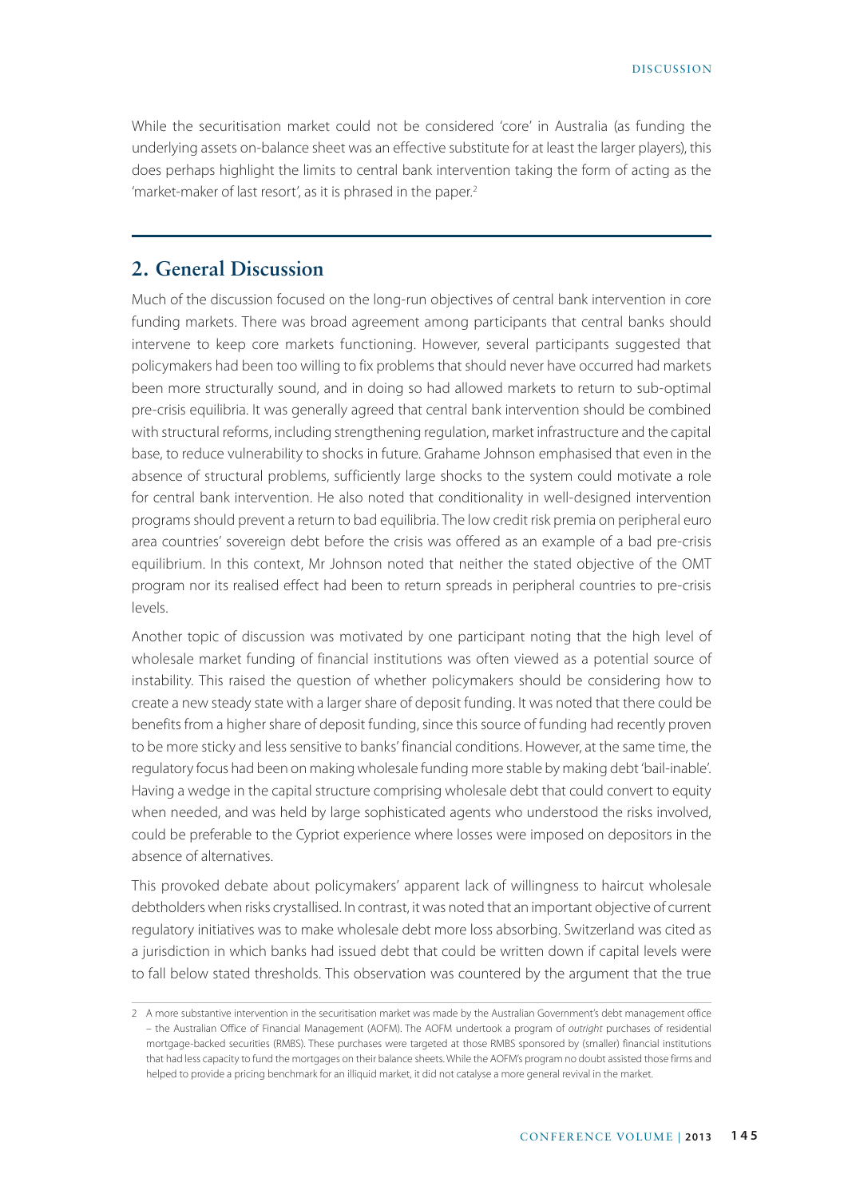While the securitisation market could not be considered 'core' in Australia (as funding the underlying assets on-balance sheet was an effective substitute for at least the larger players), this does perhaps highlight the limits to central bank intervention taking the form of acting as the 'market-maker of last resort', as it is phrased in the paper.[2]

## 2. General Discussion

Much of the discussion focused on the long-run objectives of central bank intervention in core funding markets. There was broad agreement among participants that central banks should intervene to keep core markets functioning. However, several participants suggested that policymakers had been too willing to fix problems that should never have occurred had markets been more structurally sound, and in doing so had allowed markets to return to sub-optimal pre-crisis equilibria. It was generally agreed that central bank intervention should be combined with structural reforms, including strengthening regulation, market infrastructure and the capital base, to reduce vulnerability to shocks in future. Grahame Johnson emphasised that even in the absence of structural problems, sufficiently large shocks to the system could motivate a role for central bank intervention. He also noted that conditionality in well-designed intervention programs should prevent a return to bad equilibria. The low credit risk premia on peripheral euro area countries' sovereign debt before the crisis was offered as an example of a bad pre-crisis equilibrium. In this context, Mr Johnson noted that neither the stated objective of the OMT program nor its realised effect had been to return spreads in peripheral countries to pre-crisis levels.

Another topic of discussion was motivated by one participant noting that the high level of wholesale market funding of financial institutions was often viewed as a potential source of instability. This raised the question of whether policymakers should be considering how to create a new steady state with a larger share of deposit funding. It was noted that there could be benefits from a higher share of deposit funding, since this source of funding had recently proven to be more sticky and less sensitive to banks' financial conditions. However, at the same time, the regulatory focus had been on making wholesale funding more stable by making debt 'bail-inable'. Having a wedge in the capital structure comprising wholesale debt that could convert to equity when needed, and was held by large sophisticated agents who understood the risks involved, could be preferable to the Cypriot experience where losses were imposed on depositors in the absence of alternatives.

This provoked debate about policymakers' apparent lack of willingness to haircut wholesale debtholders when risks crystallised. In contrast, it was noted that an important objective of current regulatory initiatives was to make wholesale debt more loss absorbing. Switzerland was cited as a jurisdiction in which banks had issued debt that could be written down if capital levels were to fall below stated thresholds. This observation was countered by the argument that the true

2 A more substantive intervention in the securitisation market was made by the Australian Government's debt management office – the Australian Office of Financial Management (AOFM). The AOFM undertook a program of *outright* purchases of residential mortgage-backed securities (RMBS). These purchases were targeted at those RMBS sponsored by (smaller) financial institutions that had less capacity to fund the mortgages on their balance sheets. While the AOFM's program no doubt assisted those firms and helped to provide a pricing benchmark for an illiquid market, it did not catalyse a more general revival in the market.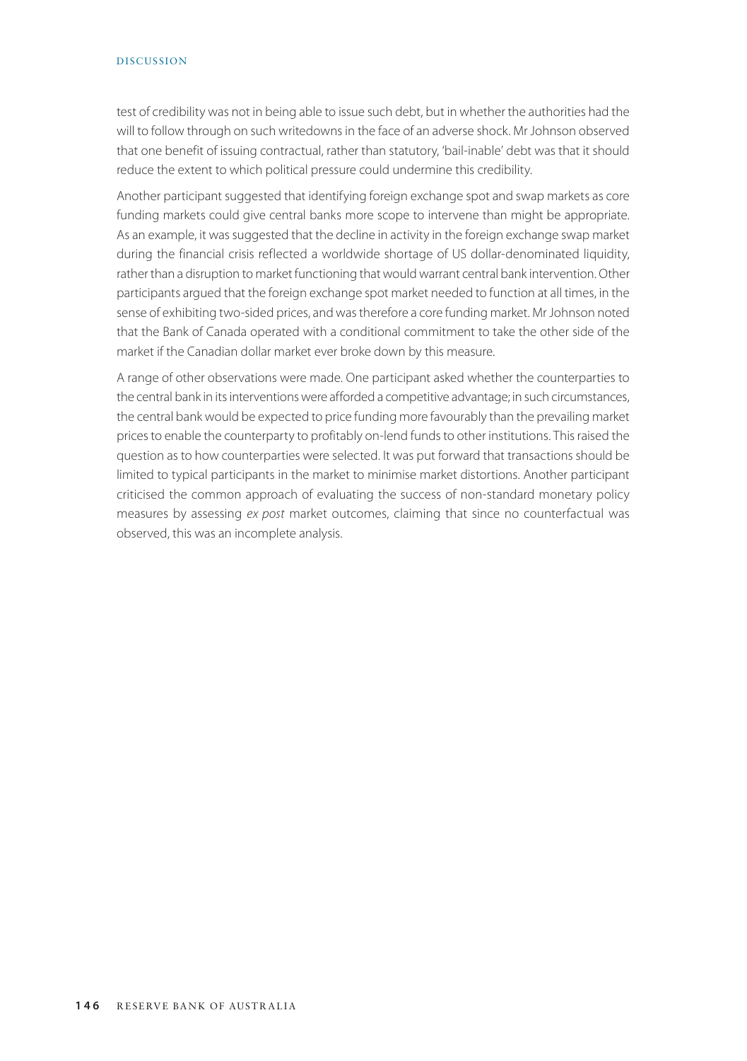test of credibility was not in being able to issue such debt, but in whether the authorities had the will to follow through on such writedowns in the face of an adverse shock. Mr Johnson observed that one benefit of issuing contractual, rather than statutory, 'bail-inable' debt was that it should reduce the extent to which political pressure could undermine this credibility.

Another participant suggested that identifying foreign exchange spot and swap markets as core funding markets could give central banks more scope to intervene than might be appropriate. As an example, it was suggested that the decline in activity in the foreign exchange swap market during the financial crisis reflected a worldwide shortage of US dollar-denominated liquidity, rather than a disruption to market functioning that would warrant central bank intervention. Other participants argued that the foreign exchange spot market needed to function at all times, in the sense of exhibiting two-sided prices, and was therefore a core funding market. Mr Johnson noted that the Bank of Canada operated with a conditional commitment to take the other side of the market if the Canadian dollar market ever broke down by this measure.

A range of other observations were made. One participant asked whether the counterparties to the central bank in its interventions were afforded a competitive advantage; in such circumstances, the central bank would be expected to price funding more favourably than the prevailing market prices to enable the counterparty to profitably on-lend funds to other institutions. This raised the question as to how counterparties were selected. It was put forward that transactions should be limited to typical participants in the market to minimise market distortions. Another participant criticised the common approach of evaluating the success of non-standard monetary policy measures by assessing *ex post* market outcomes, claiming that since no counterfactual was observed, this was an incomplete analysis.